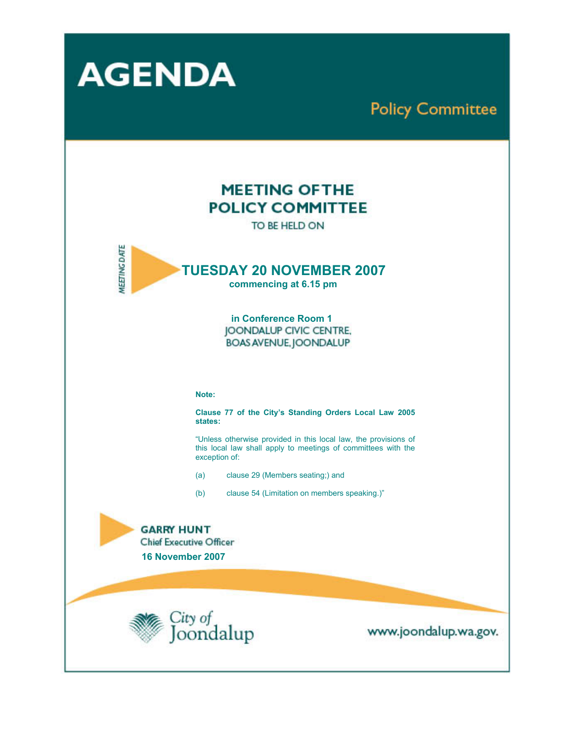# AGENDA

## Policy Committee

## MEETING OF THE POLICY COMMITTEE

TO BE HELD ON

MEETING DATE

**TUESDAY 20 NOVEMBER 2007**

**commencing at 6.15 pm**

**in Conference Room 1**

JOONDALUP CIVIC CENTRE,
BOAS AVENUE, JOONDALUP

**Note:**

**Clause 77 of the City's Standing Orders Local Law 2005 states:**

"Unless otherwise provided in this local law, the provisions of this local law shall apply to meetings of committees with the exception of:

(a) clause 29 (Members seating;) and

(b) clause 54 (Limitation on members speaking.)"

**GARRY HUNT**
Chief Executive Officer

**16 November 2007**

City of Joondalup

www.joondalup.wa.gov.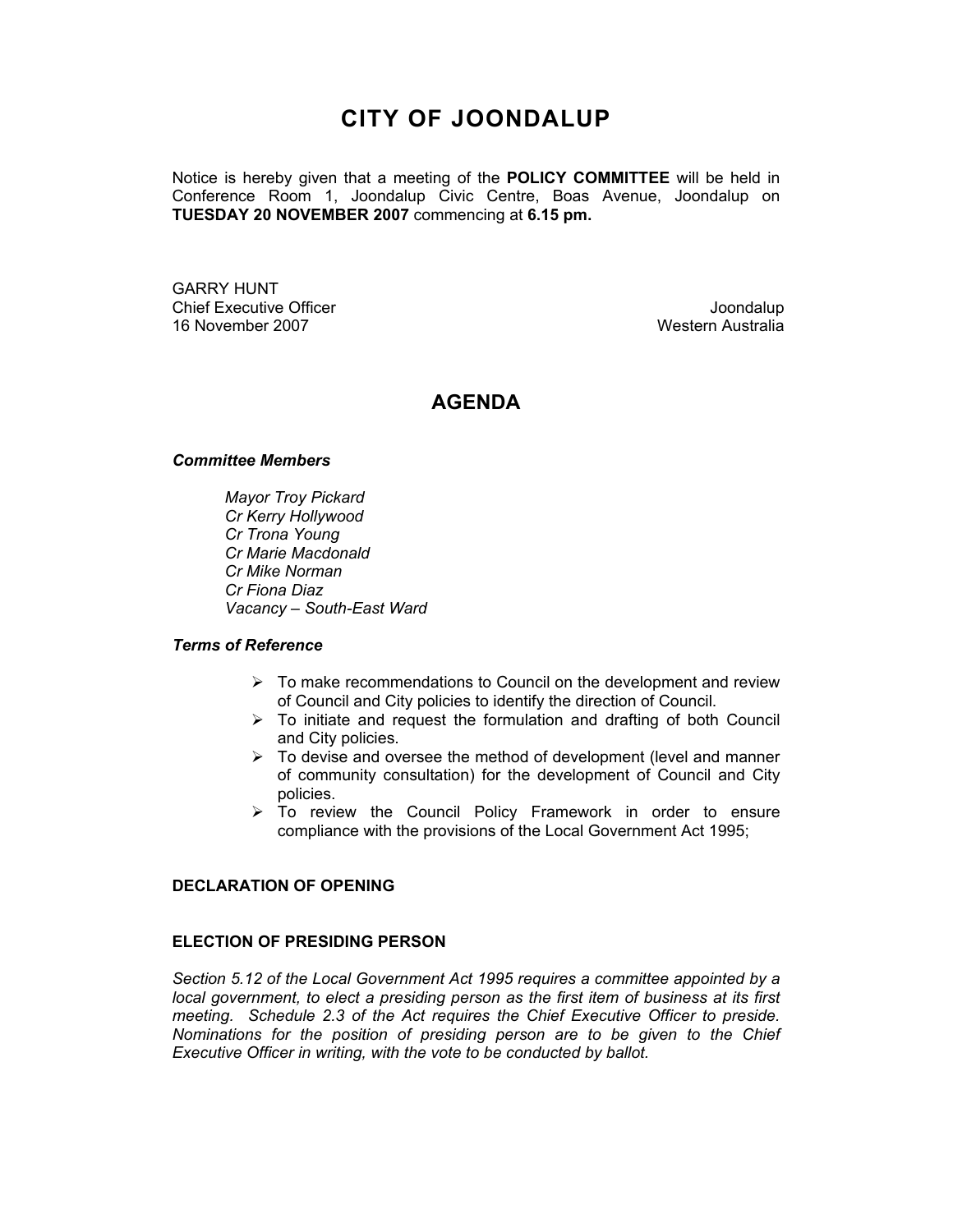# CITY OF JOONDALUP

Notice is hereby given that a meeting of the **POLICY COMMITTEE** will be held in Conference Room 1, Joondalup Civic Centre, Boas Avenue, Joondalup on **TUESDAY 20 NOVEMBER 2007** commencing at **6.15 pm.**

GARRY HUNT
Chief Executive Officer
16 November 2007

Joondalup
Western Australia

## AGENDA

***Committee Members***

*Mayor Troy Pickard*
*Cr Kerry Hollywood*
*Cr Trona Young*
*Cr Marie Macdonald*
*Cr Mike Norman*
*Cr Fiona Diaz*
*Vacancy – South-East Ward*

***Terms of Reference***

- To make recommendations to Council on the development and review of Council and City policies to identify the direction of Council.
- To initiate and request the formulation and drafting of both Council and City policies.
- To devise and oversee the method of development (level and manner of community consultation) for the development of Council and City policies.
- To review the Council Policy Framework in order to ensure compliance with the provisions of the Local Government Act 1995;

**DECLARATION OF OPENING**

**ELECTION OF PRESIDING PERSON**

*Section 5.12 of the Local Government Act 1995 requires a committee appointed by a local government, to elect a presiding person as the first item of business at its first meeting. Schedule 2.3 of the Act requires the Chief Executive Officer to preside. Nominations for the position of presiding person are to be given to the Chief Executive Officer in writing, with the vote to be conducted by ballot.*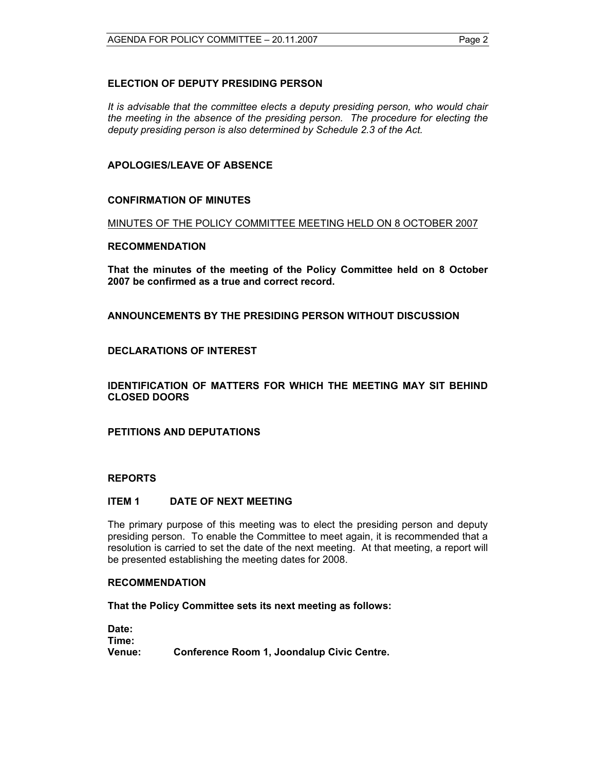## ELECTION OF DEPUTY PRESIDING PERSON

*It is advisable that the committee elects a deputy presiding person, who would chair the meeting in the absence of the presiding person. The procedure for electing the deputy presiding person is also determined by Schedule 2.3 of the Act.*

## APOLOGIES/LEAVE OF ABSENCE

## CONFIRMATION OF MINUTES

MINUTES OF THE POLICY COMMITTEE MEETING HELD ON 8 OCTOBER 2007

### RECOMMENDATION

**That the minutes of the meeting of the Policy Committee held on 8 October 2007 be confirmed as a true and correct record.**

## ANNOUNCEMENTS BY THE PRESIDING PERSON WITHOUT DISCUSSION

## DECLARATIONS OF INTEREST

## IDENTIFICATION OF MATTERS FOR WHICH THE MEETING MAY SIT BEHIND CLOSED DOORS

## PETITIONS AND DEPUTATIONS

## REPORTS

### ITEM 1 DATE OF NEXT MEETING

The primary purpose of this meeting was to elect the presiding person and deputy presiding person. To enable the Committee to meet again, it is recommended that a resolution is carried to set the date of the next meeting. At that meeting, a report will be presented establishing the meeting dates for 2008.

### RECOMMENDATION

**That the Policy Committee sets its next meeting as follows:**

**Date:**
**Time:**
**Venue: Conference Room 1, Joondalup Civic Centre.**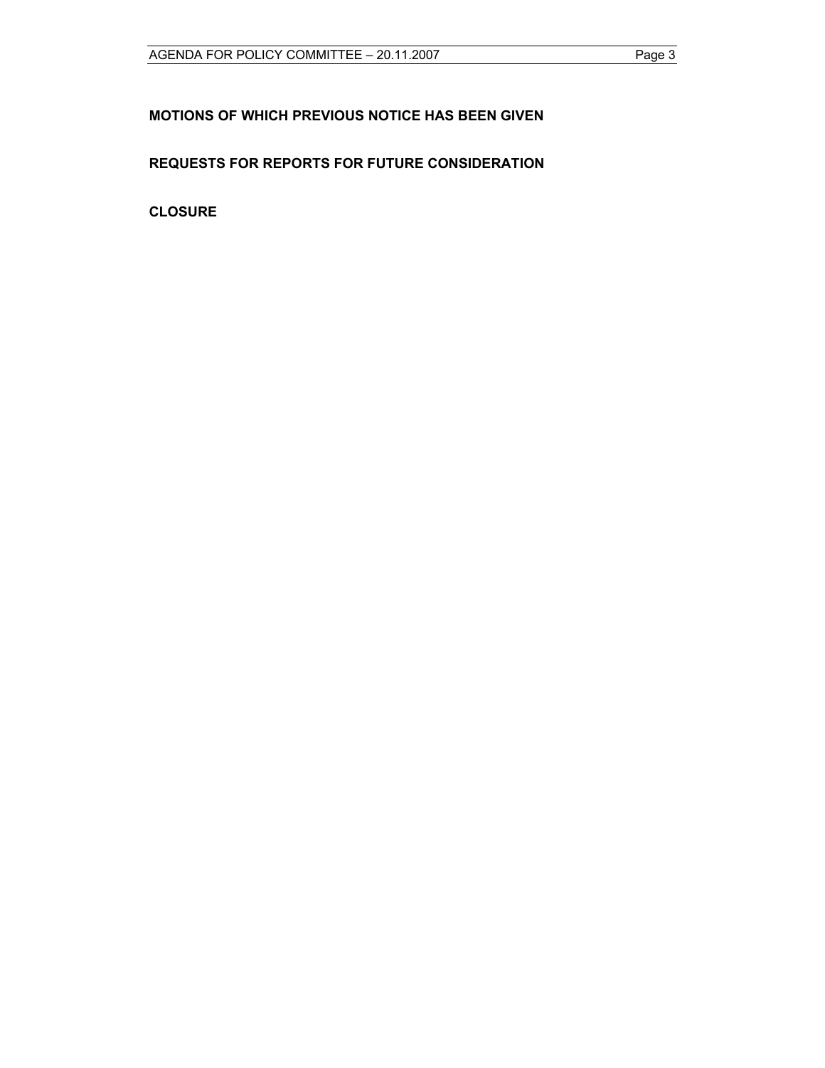**MOTIONS OF WHICH PREVIOUS NOTICE HAS BEEN GIVEN**

**REQUESTS FOR REPORTS FOR FUTURE CONSIDERATION**

**CLOSURE**